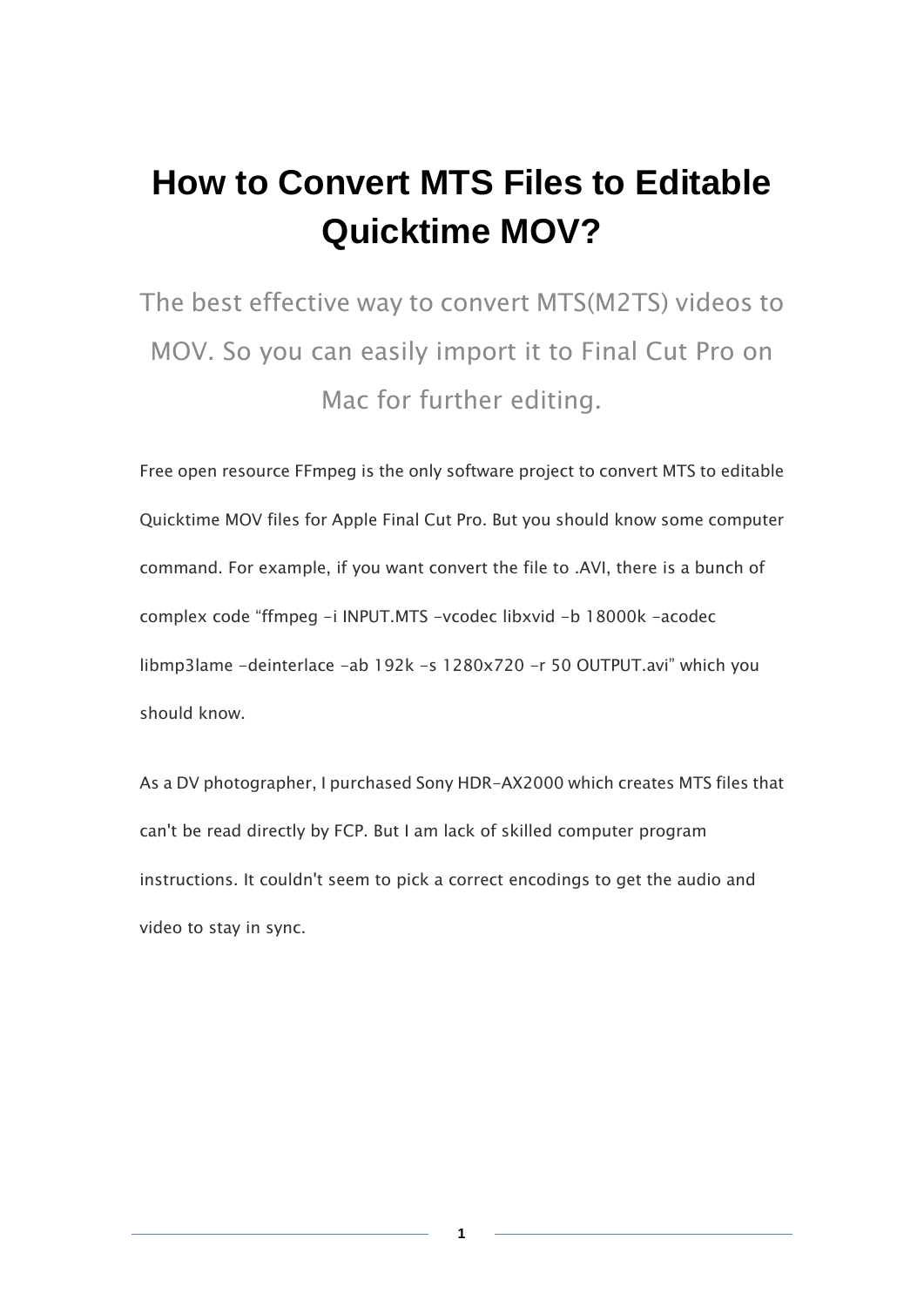# How to Convert MTS Files to Editable Quicktime MOV?

The best effective way to convert MTS(M2TS) videos to MOV. So you can easily import it to Final Cut Pro on Mac for further editing.

Free open resource FFmpeg is the only software project to convert MTS to editable Quicktime MOV files for Apple Final Cut Pro. But you should know some computer command. For example, if you want convert the file to .AVI, there is a bunch of complex code "ffmpeg -i INPUT.MTS -vcodec libxvid -b 18000k -acodec libmp3lame -deinterlace -ab 192k -s 1280x720 -r 50 OUTPUT.avi" which you should know.

As a DV photographer, I purchased Sony HDR-AX2000 which creates MTS files that can't be read directly by FCP. But I am lack of skilled computer program instructions. It couldn't seem to pick a correct encodings to get the audio and video to stay in sync.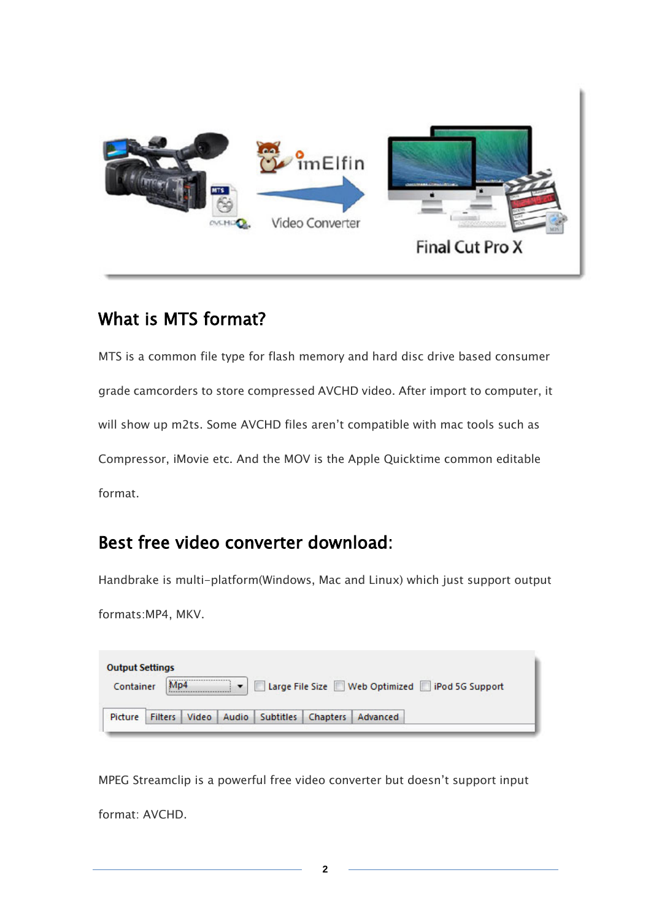## What is MTS format?

MTS is a common file type for flash memory and hard disc drive based consumer grade camcorders to store compressed AVCHD video. After import to computer, it will show up m2ts. Some AVCHD files aren't compatible with mac tools such as Compressor, iMovie etc. And the MOV is the Apple Quicktime common editable format.

## Best free video converter download:

Handbrake is multi-platform(Windows, Mac and Linux) which just support output formats:MP4, MKV.

MPEG Streamclip is a powerful free video converter but doesn't support input format: AVCHD.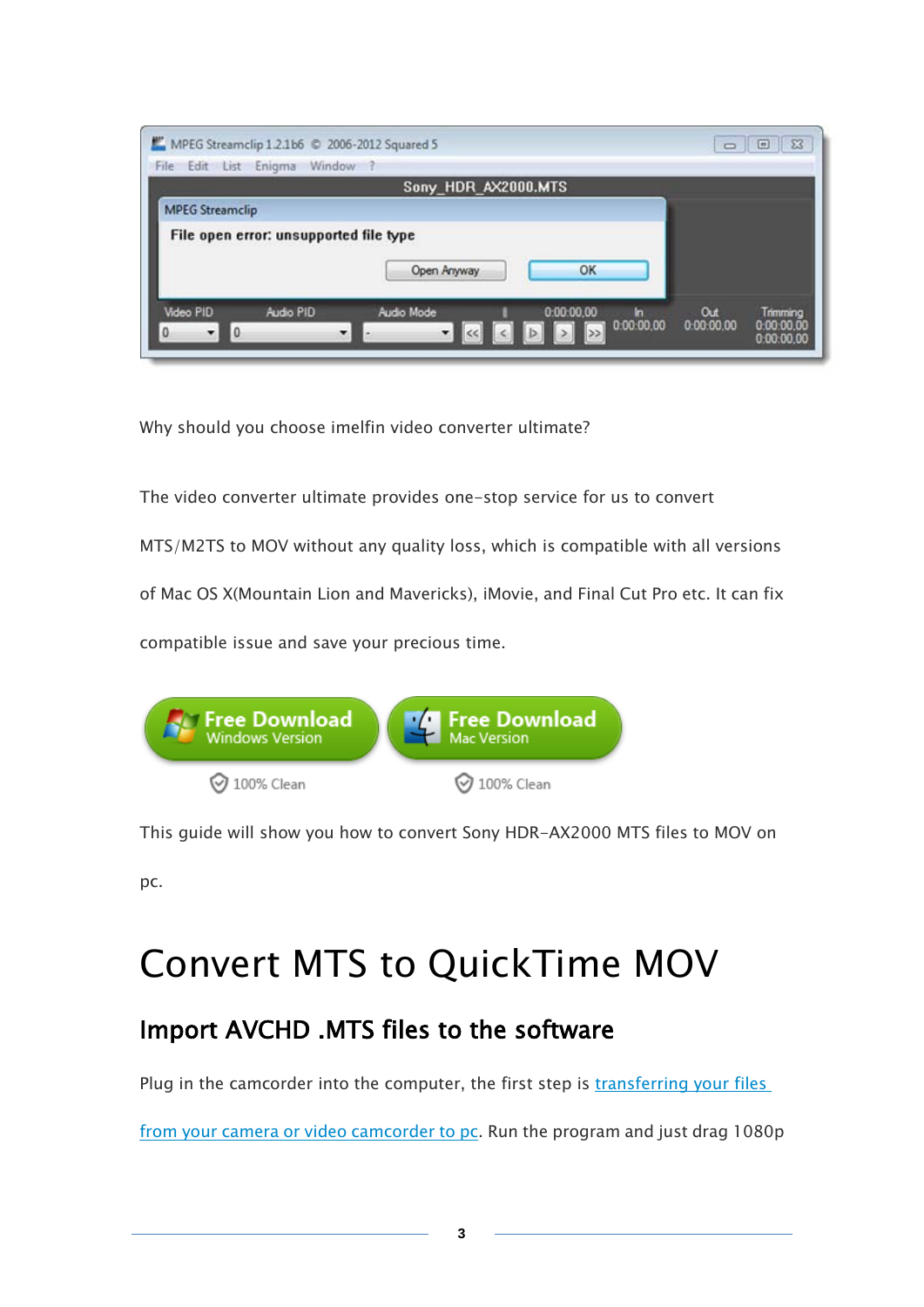Why should you choose imelfin video converter ultimate?

The video converter ultimate provides one-stop service for us to convert MTS/M2TS to MOV without any quality loss, which is compatible with all versions of Mac OS X(Mountain Lion and Mavericks), iMovie, and Final Cut Pro etc. It can fix compatible issue and save your precious time.

This guide will show you how to convert Sony HDR-AX2000 MTS files to MOV on pc.

# Convert MTS to QuickTime MOV

## Import AVCHD .MTS files to the software

Plug in the camcorder into the computer, the first step is [transferring your files from your camera or video camcorder to pc](). Run the program and just drag 1080p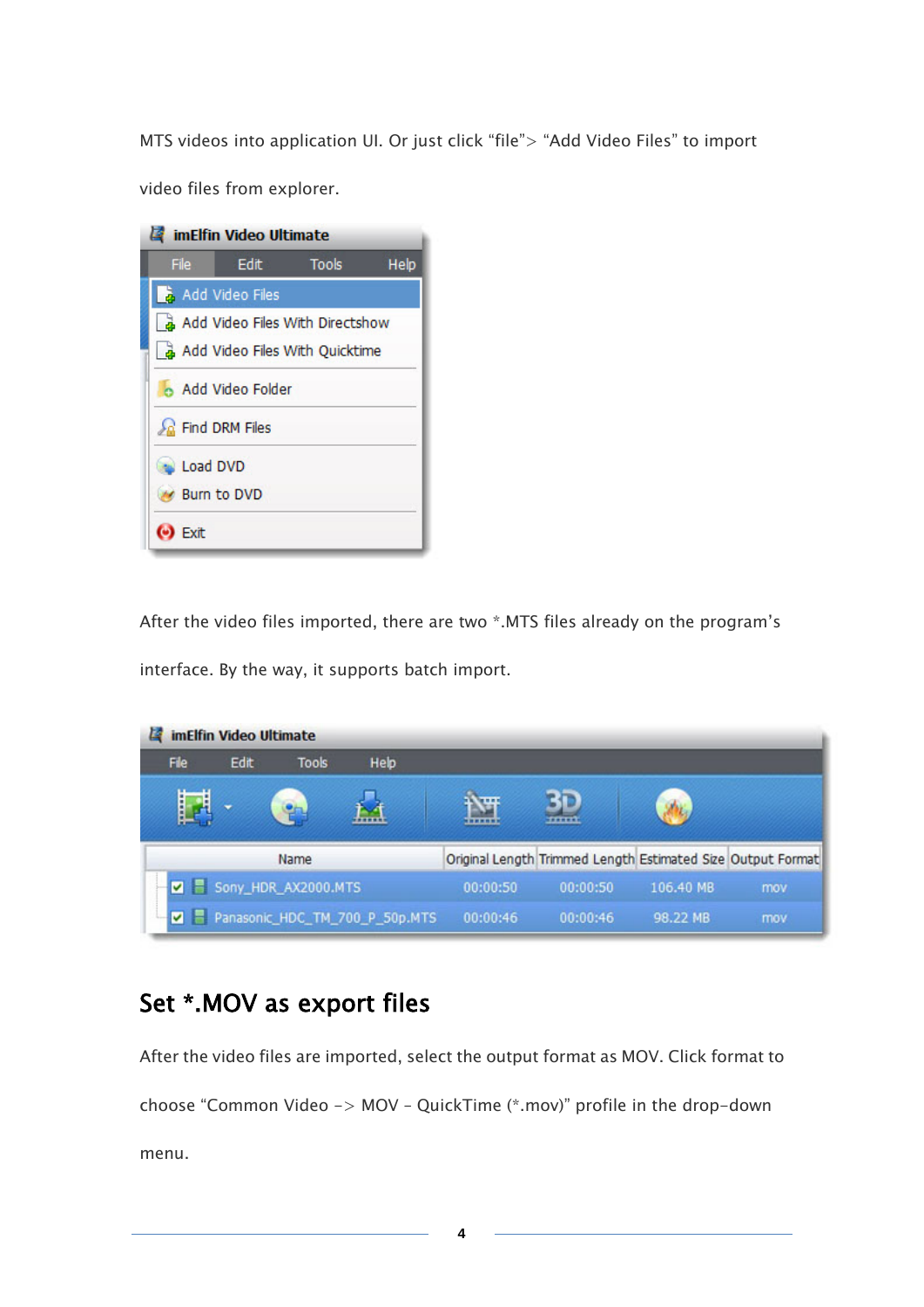MTS videos into application UI. Or just click "file"> "Add Video Files" to import video files from explorer.

After the video files imported, there are two *.MTS files already on the program's interface. By the way, it supports batch import.

## Set *.MOV as export files

After the video files are imported, select the output format as MOV. Click format to choose "Common Video -> MOV – QuickTime (*.mov)" profile in the drop-down menu.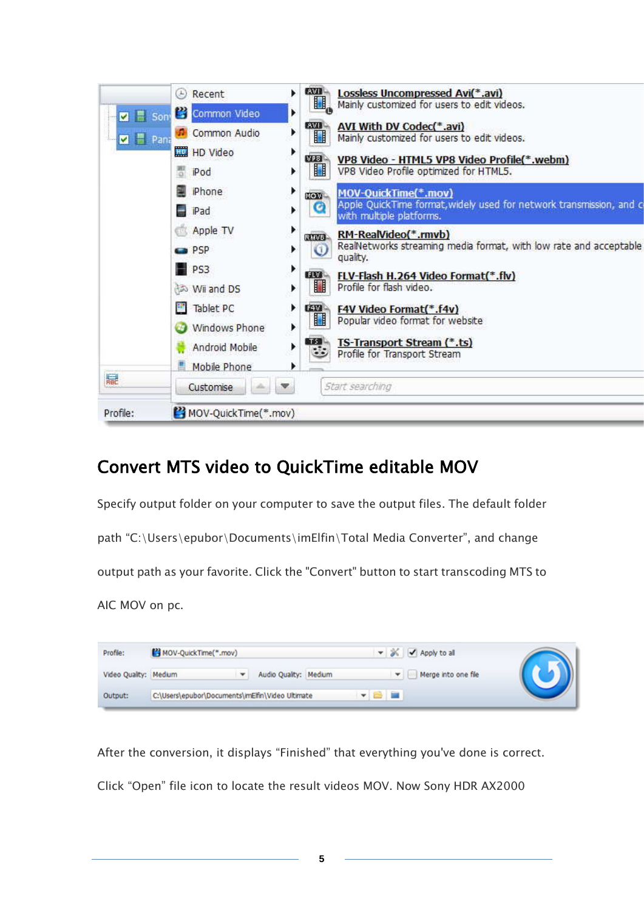## Convert MTS video to QuickTime editable MOV

Specify output folder on your computer to save the output files. The default folder path "C:\Users\epubor\Documents\imElfin\Total Media Converter", and change output path as your favorite. Click the "Convert" button to start transcoding MTS to AIC MOV on pc.

After the conversion, it displays "Finished" that everything you've done is correct. Click "Open" file icon to locate the result videos MOV. Now Sony HDR AX2000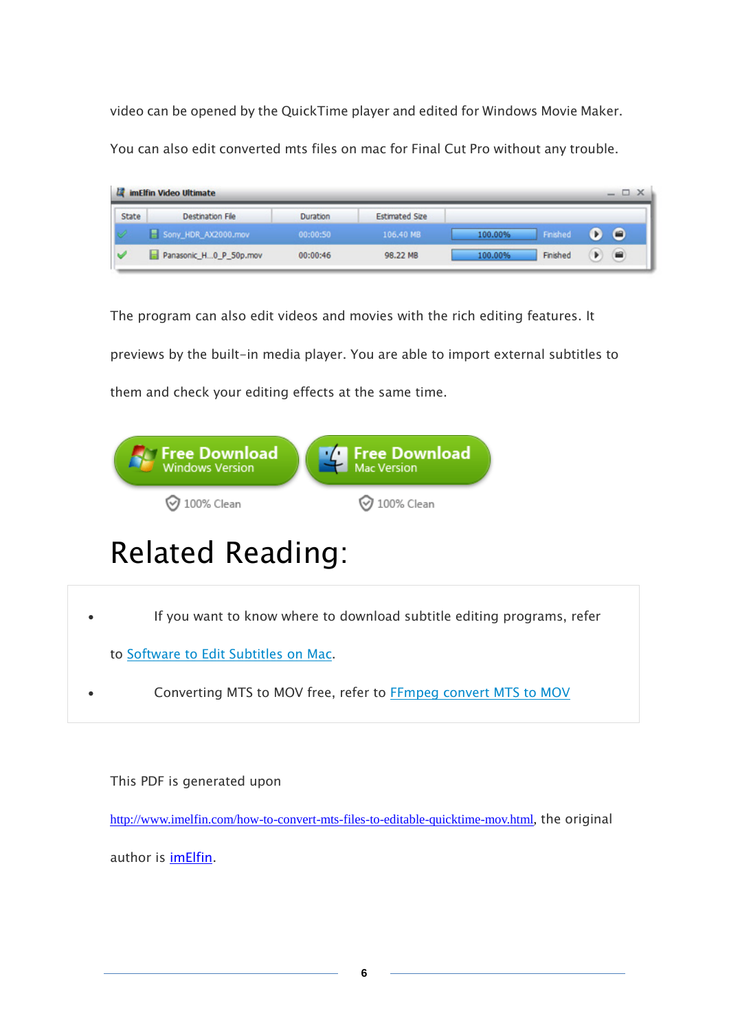video can be opened by the QuickTime player and edited for Windows Movie Maker.

You can also edit converted mts files on mac for Final Cut Pro without any trouble.

The program can also edit videos and movies with the rich editing features. It previews by the built-in media player. You are able to import external subtitles to them and check your editing effects at the same time.

# Related Reading:

- If you want to know where to download subtitle editing programs, refer to Software to Edit Subtitles on Mac.
- Converting MTS to MOV free, refer to FFmpeg convert MTS to MOV

This PDF is generated upon http://www.imelfin.com/how-to-convert-mts-files-to-editable-quicktime-mov.html, the original author is imElfin.